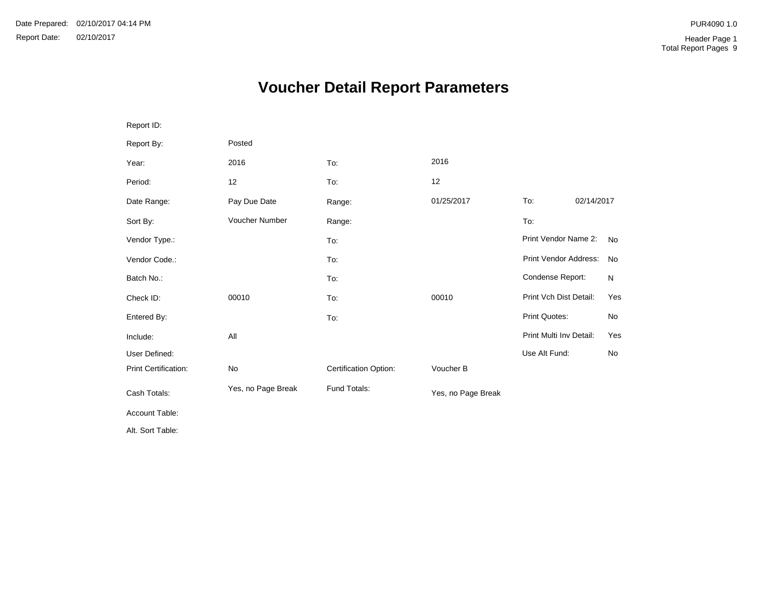Date Prepared: 02/10/2017 04:14 PM
Report Date: 02/10/2017

PUR4090 1.0
Header Page 1
Total Report Pages 9

# Voucher Detail Report Parameters

| | | | | | |
|---|---|---|---|---|---|
| Report ID: | | | | | |
| Report By: | Posted | | | | |
| Year: | 2016 | To: | 2016 | | |
| Period: | 12 | To: | 12 | | |
| Date Range: | Pay Due Date | Range: | 01/25/2017 | To: | 02/14/2017 |
| Sort By: | Voucher Number | Range: | | To: | |
| Vendor Type.: | | To: | | Print Vendor Name 2: | No |
| Vendor Code.: | | To: | | Print Vendor Address: | No |
| Batch No.: | | To: | | Condense Report: | N |
| Check ID: | 00010 | To: | 00010 | Print Vch Dist Detail: | Yes |
| Entered By: | | To: | | Print Quotes: | No |
| Include: | All | | | Print Multi Inv Detail: | Yes |
| User Defined: | | | | Use Alt Fund: | No |
| Print Certification: | No | Certification Option: | Voucher B | | |
| Cash Totals: | Yes, no Page Break | Fund Totals: | Yes, no Page Break | | |
| Account Table: | | | | | |
| Alt. Sort Table: | | | | | |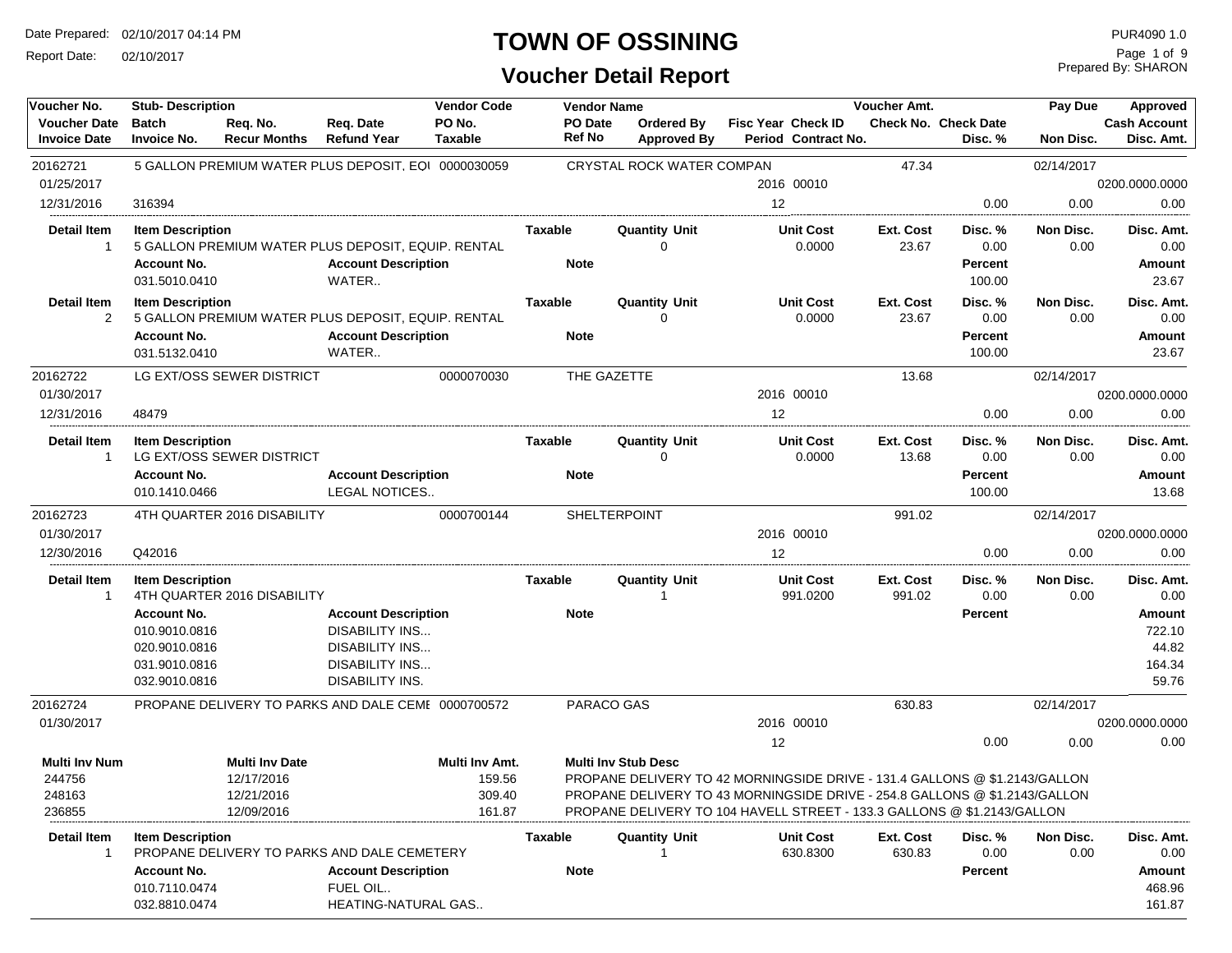# TOWN OF OSSINING

## Voucher Detail Report

Date Prepared: 02/10/2017 04:14 PM
Report Date: 02/10/2017

PUR4090 1.0
Prepared By: SHARON

| Voucher No. / Voucher Date / Invoice Date | Stub- Description / Batch / Invoice No. | Req. No. / Recur Months | Req. Date / Refund Year | Vendor Code / PO No. / Taxable | Vendor Name / PO Date / Ref No | Ordered By / Approved By | Fisc Year / Period | Check ID / Contract No. | Voucher Amt. / Check No. | Check Date / Disc. % | Pay Due / Non Disc. | Approved / Cash Account / Disc. Amt. |
|---|---|---|---|---|---|---|---|---|---|---|---|---|
| 20162721 | 5 GALLON PREMIUM WATER PLUS DEPOSIT, EQI | | | 0000030059 | CRYSTAL ROCK WATER COMPAN | | | | 47.34 | | 02/14/2017 | |
| 01/25/2017 | | | | | | | 2016 | 00010 | | | | 0200.0000.0000 |
| 12/31/2016 | 316394 | | | | | | 12 | | | 0.00 | 0.00 | 0.00 |

| Detail Item | Item Description | Taxable | Quantity Unit | Unit Cost | Ext. Cost | Disc. % | Non Disc. | Disc. Amt. |
|---|---|---|---|---|---|---|---|---|
| 1 | 5 GALLON PREMIUM WATER PLUS DEPOSIT, EQUIP. RENTAL | | 0 | 0.0000 | 23.67 | 0.00 | 0.00 | 0.00 |

| Account No. | Account Description | Note | Percent | Amount |
|---|---|---|---|---|
| 031.5010.0410 | WATER.. | | 100.00 | 23.67 |

| Detail Item | Item Description | Taxable | Quantity Unit | Unit Cost | Ext. Cost | Disc. % | Non Disc. | Disc. Amt. |
|---|---|---|---|---|---|---|---|---|
| 2 | 5 GALLON PREMIUM WATER PLUS DEPOSIT, EQUIP. RENTAL | | 0 | 0.0000 | 23.67 | 0.00 | 0.00 | 0.00 |

| Account No. | Account Description | Note | Percent | Amount |
|---|---|---|---|---|
| 031.5132.0410 | WATER.. | | 100.00 | 23.67 |

| Voucher No. / Voucher Date / Invoice Date | Stub- Description / Batch / Invoice No. | Vendor Code | Vendor Name | Fisc Year / Period | Check ID | Voucher Amt. | Disc. % | Pay Due / Non Disc. | Approved / Cash Account / Disc. Amt. |
|---|---|---|---|---|---|---|---|---|---|
| 20162722 | LG EXT/OSS SEWER DISTRICT | 0000070030 | THE GAZETTE | | | 13.68 | | 02/14/2017 | |
| 01/30/2017 | | | | 2016 | 00010 | | | | 0200.0000.0000 |
| 12/31/2016 | 48479 | | | 12 | | | 0.00 | 0.00 | 0.00 |

| Detail Item | Item Description | Taxable | Quantity Unit | Unit Cost | Ext. Cost | Disc. % | Non Disc. | Disc. Amt. |
|---|---|---|---|---|---|---|---|---|
| 1 | LG EXT/OSS SEWER DISTRICT | | 0 | 0.0000 | 13.68 | 0.00 | 0.00 | 0.00 |

| Account No. | Account Description | Note | Percent | Amount |
|---|---|---|---|---|
| 010.1410.0466 | LEGAL NOTICES.. | | 100.00 | 13.68 |

| Voucher No. / Voucher Date / Invoice Date | Stub- Description / Batch / Invoice No. | Vendor Code | Vendor Name | Fisc Year / Period | Check ID | Voucher Amt. | Disc. % | Pay Due / Non Disc. | Approved / Cash Account / Disc. Amt. |
|---|---|---|---|---|---|---|---|---|---|
| 20162723 | 4TH QUARTER 2016 DISABILITY | 0000700144 | SHELTERPOINT | | | 991.02 | | 02/14/2017 | |
| 01/30/2017 | | | | 2016 | 00010 | | | | 0200.0000.0000 |
| 12/30/2016 | Q42016 | | | 12 | | | 0.00 | 0.00 | 0.00 |

| Detail Item | Item Description | Taxable | Quantity Unit | Unit Cost | Ext. Cost | Disc. % | Non Disc. | Disc. Amt. |
|---|---|---|---|---|---|---|---|---|
| 1 | 4TH QUARTER 2016 DISABILITY | | 1 | 991.0200 | 991.02 | 0.00 | 0.00 | 0.00 |

| Account No. | Account Description | Note | Percent | Amount |
|---|---|---|---|---|
| 010.9010.0816 | DISABILITY INS... | | | 722.10 |
| 020.9010.0816 | DISABILITY INS... | | | 44.82 |
| 031.9010.0816 | DISABILITY INS... | | | 164.34 |
| 032.9010.0816 | DISABILITY INS. | | | 59.76 |

| Voucher No. / Voucher Date / Invoice Date | Stub- Description / Batch / Invoice No. | Vendor Code | Vendor Name | Fisc Year / Period | Check ID | Voucher Amt. | Disc. % | Pay Due / Non Disc. | Approved / Cash Account / Disc. Amt. |
|---|---|---|---|---|---|---|---|---|---|
| 20162724 | PROPANE DELIVERY TO PARKS AND DALE CEMI | 0000700572 | PARACO GAS | | | 630.83 | | 02/14/2017 | |
| 01/30/2017 | | | | 2016 | 00010 | | | | 0200.0000.0000 |
| | | | | 12 | | | 0.00 | 0.00 | 0.00 |

| Multi Inv Num | Multi Inv Date | Multi Inv Amt. | Multi Inv Stub Desc |
|---|---|---|---|
| 244756 | 12/17/2016 | 159.56 | PROPANE DELIVERY TO 42 MORNINGSIDE DRIVE - 131.4 GALLONS @ $1.2143/GALLON |
| 248163 | 12/21/2016 | 309.40 | PROPANE DELIVERY TO 43 MORNINGSIDE DRIVE - 254.8 GALLONS @ $1.2143/GALLON |
| 236855 | 12/09/2016 | 161.87 | PROPANE DELIVERY TO 104 HAVELL STREET - 133.3 GALLONS @ $1.2143/GALLON |

| Detail Item | Item Description | Taxable | Quantity Unit | Unit Cost | Ext. Cost | Disc. % | Non Disc. | Disc. Amt. |
|---|---|---|---|---|---|---|---|---|
| 1 | PROPANE DELIVERY TO PARKS AND DALE CEMETERY | | 1 | 630.8300 | 630.83 | 0.00 | 0.00 | 0.00 |

| Account No. | Account Description | Note | Percent | Amount |
|---|---|---|---|---|
| 010.7110.0474 | FUEL OIL.. | | | 468.96 |
| 032.8810.0474 | HEATING-NATURAL GAS.. | | | 161.87 |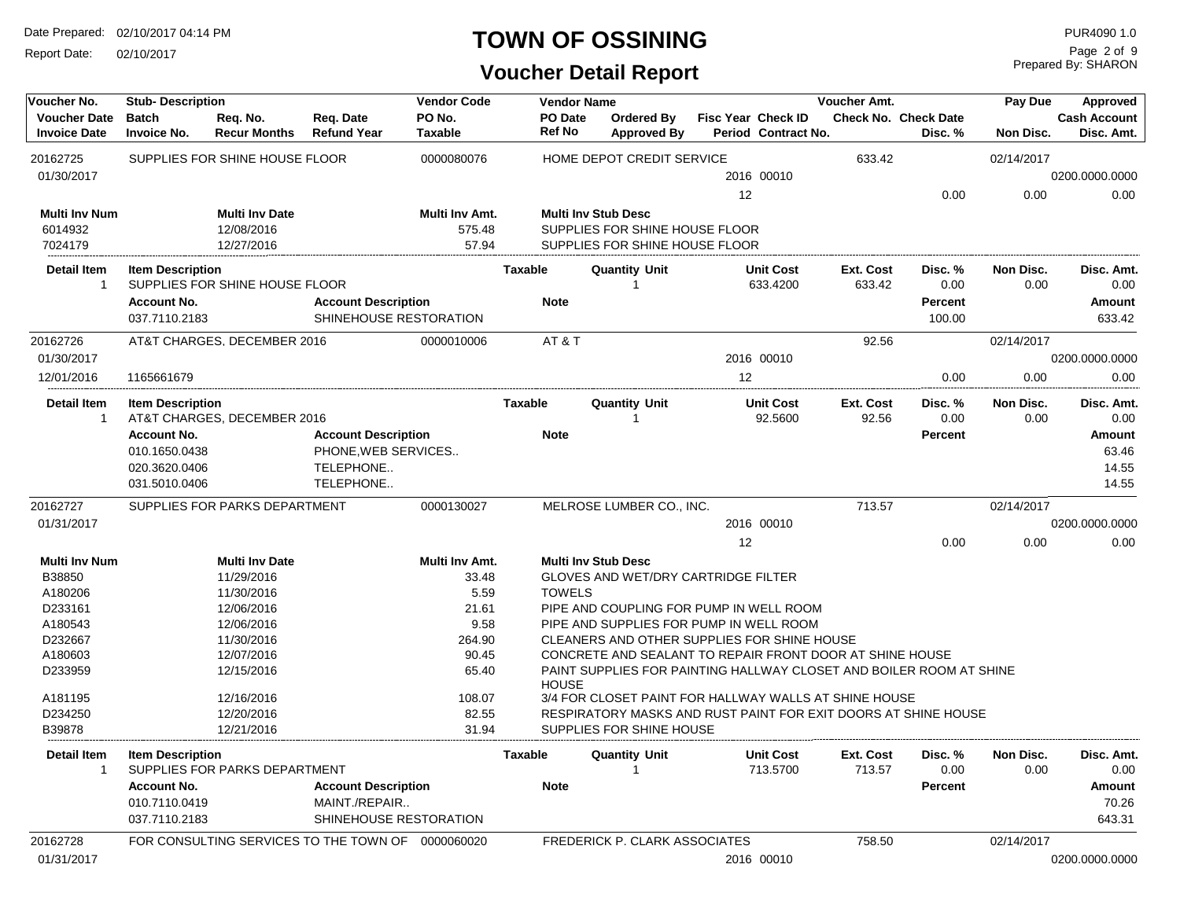# TOWN OF OSSINING

## Voucher Detail Report

Date Prepared: 02/10/2017 04:14 PM
Report Date: 02/10/2017

PUR4090 1.0
Prepared By: SHARON

| Voucher No. | Stub- Description | Req. No. | Req. Date | Vendor Code | Vendor Name | Ordered By | Fisc Year Check ID | Voucher Amt. | Check Date | Pay Due | Approved |
|---|---|---|---|---|---|---|---|---|---|---|---|
| Voucher Date | Batch | Recur Months | Refund Year | PO No. | PO Date | Approved By | Period Contract No. | Check No. | Disc. % | Non Disc. | Cash Account |
| Invoice Date | Invoice No. | | | Taxable | Ref No | | | | | | Disc. Amt. |

### 20162725

| Voucher No. | Stub- Description | Vendor Code | Vendor Name | Fisc Year / Check ID | Voucher Amt. | Pay Due | Approved |
|---|---|---|---|---|---|---|---|
| 20162725 | SUPPLIES FOR SHINE HOUSE FLOOR | 0000080076 | HOME DEPOT CREDIT SERVICE | | 633.42 | 02/14/2017 | |
| 01/30/2017 | | | | 2016 00010 | | | 0200.0000.0000 |
| | | | | 12 | 0.00 | 0.00 | 0.00 |

| Multi Inv Num | Multi Inv Date | Multi Inv Amt. | Multi Inv Stub Desc |
|---|---|---|---|
| 6014932 | 12/08/2016 | 575.48 | SUPPLIES FOR SHINE HOUSE FLOOR |
| 7024179 | 12/27/2016 | 57.94 | SUPPLIES FOR SHINE HOUSE FLOOR |

| Detail Item | Item Description | Taxable | Quantity Unit | Unit Cost | Ext. Cost | Disc. % | Non Disc. | Disc. Amt. |
|---|---|---|---|---|---|---|---|---|
| 1 | SUPPLIES FOR SHINE HOUSE FLOOR | | 1 | 633.4200 | 633.42 | 0.00 | 0.00 | 0.00 |

| Account No. | Account Description | Note | Percent | Amount |
|---|---|---|---|---|
| 037.7110.2183 | SHINEHOUSE RESTORATION | | 100.00 | 633.42 |

### 20162726

| Voucher No. | Stub- Description | Vendor Code | Vendor Name | Fisc Year / Check ID | Voucher Amt. | Pay Due | Approved |
|---|---|---|---|---|---|---|---|
| 20162726 | AT&T CHARGES, DECEMBER 2016 | 0000010006 | AT & T | | 92.56 | 02/14/2017 | |
| 01/30/2017 | | | | 2016 00010 | | | 0200.0000.0000 |
| 12/01/2016 | 1165661679 | | | 12 | 0.00 | 0.00 | 0.00 |

| Detail Item | Item Description | Taxable | Quantity Unit | Unit Cost | Ext. Cost | Disc. % | Non Disc. | Disc. Amt. |
|---|---|---|---|---|---|---|---|---|
| 1 | AT&T CHARGES, DECEMBER 2016 | | 1 | 92.5600 | 92.56 | 0.00 | 0.00 | 0.00 |

| Account No. | Account Description | Note | Percent | Amount |
|---|---|---|---|---|
| 010.1650.0438 | PHONE,WEB SERVICES.. | | | 63.46 |
| 020.3620.0406 | TELEPHONE.. | | | 14.55 |
| 031.5010.0406 | TELEPHONE.. | | | 14.55 |

### 20162727

| Voucher No. | Stub- Description | Vendor Code | Vendor Name | Fisc Year / Check ID | Voucher Amt. | Pay Due | Approved |
|---|---|---|---|---|---|---|---|
| 20162727 | SUPPLIES FOR PARKS DEPARTMENT | 0000130027 | MELROSE LUMBER CO., INC. | | 713.57 | 02/14/2017 | |
| 01/31/2017 | | | | 2016 00010 | | | 0200.0000.0000 |
| | | | | 12 | 0.00 | 0.00 | 0.00 |

| Multi Inv Num | Multi Inv Date | Multi Inv Amt. | Multi Inv Stub Desc |
|---|---|---|---|
| B38850 | 11/29/2016 | 33.48 | GLOVES AND WET/DRY CARTRIDGE FILTER |
| A180206 | 11/30/2016 | 5.59 | TOWELS |
| D233161 | 12/06/2016 | 21.61 | PIPE AND COUPLING FOR PUMP IN WELL ROOM |
| A180543 | 12/06/2016 | 9.58 | PIPE AND SUPPLIES FOR PUMP IN WELL ROOM |
| D232667 | 11/30/2016 | 264.90 | CLEANERS AND OTHER SUPPLIES FOR SHINE HOUSE |
| A180603 | 12/07/2016 | 90.45 | CONCRETE AND SEALANT TO REPAIR FRONT DOOR AT SHINE HOUSE |
| D233959 | 12/15/2016 | 65.40 | PAINT SUPPLIES FOR PAINTING HALLWAY CLOSET AND BOILER ROOM AT SHINE HOUSE |
| A181195 | 12/16/2016 | 108.07 | 3/4 FOR CLOSET PAINT FOR HALLWAY WALLS AT SHINE HOUSE |
| D234250 | 12/20/2016 | 82.55 | RESPIRATORY MASKS AND RUST PAINT FOR EXIT DOORS AT SHINE HOUSE |
| B39878 | 12/21/2016 | 31.94 | SUPPLIES FOR SHINE HOUSE |

| Detail Item | Item Description | Taxable | Quantity Unit | Unit Cost | Ext. Cost | Disc. % | Non Disc. | Disc. Amt. |
|---|---|---|---|---|---|---|---|---|
| 1 | SUPPLIES FOR PARKS DEPARTMENT | | 1 | 713.5700 | 713.57 | 0.00 | 0.00 | 0.00 |

| Account No. | Account Description | Note | Percent | Amount |
|---|---|---|---|---|
| 010.7110.0419 | MAINT./REPAIR.. | | | 70.26 |
| 037.7110.2183 | SHINEHOUSE RESTORATION | | | 643.31 |

### 20162728

| Voucher No. | Stub- Description | Vendor Code | Vendor Name | Fisc Year / Check ID | Voucher Amt. | Pay Due | Approved |
|---|---|---|---|---|---|---|---|
| 20162728 | FOR CONSULTING SERVICES TO THE TOWN OF | 0000060020 | FREDERICK P. CLARK ASSOCIATES | | 758.50 | 02/14/2017 | |
| 01/31/2017 | | | | 2016 00010 | | | 0200.0000.0000 |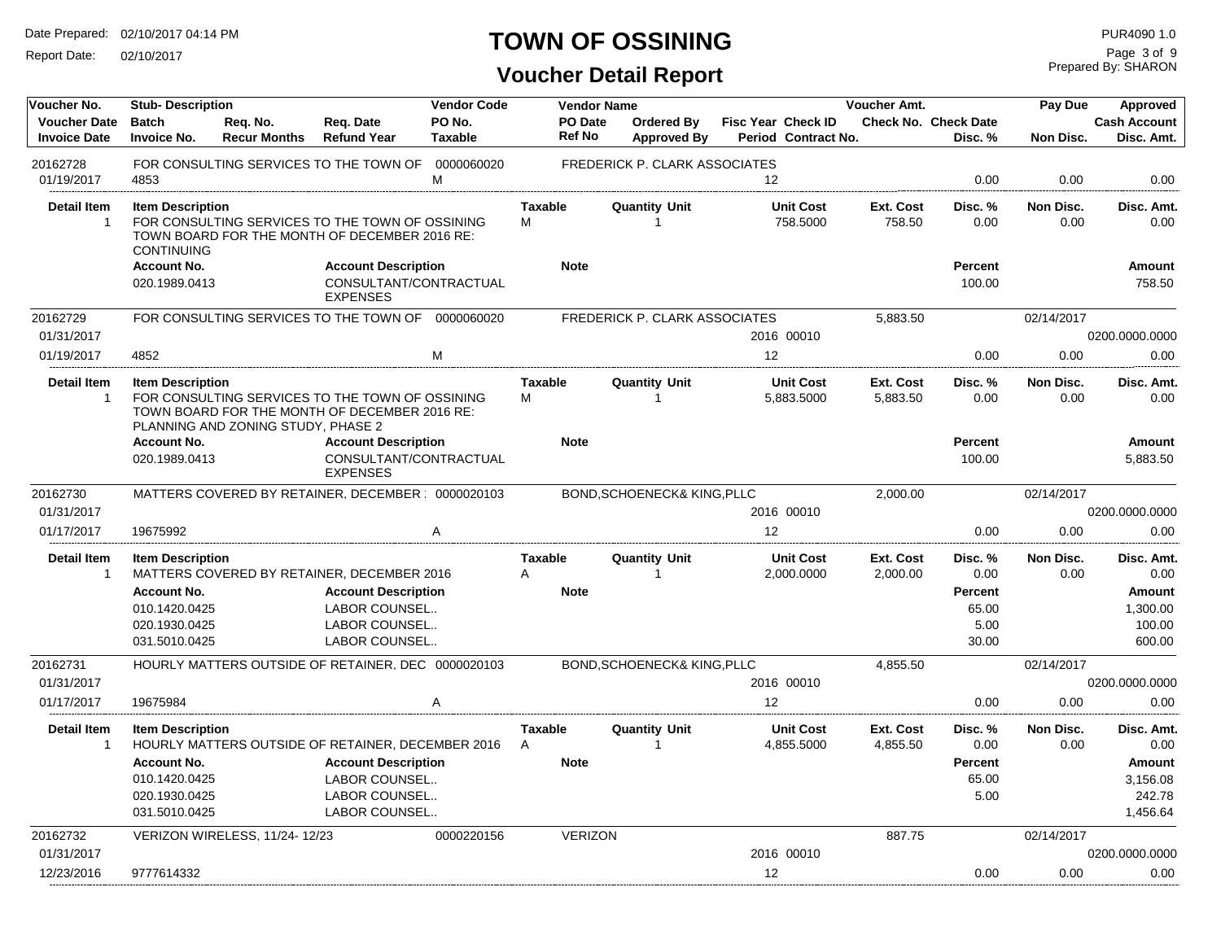# TOWN OF OSSINING

## Voucher Detail Report

Date Prepared: 02/10/2017 04:14 PM
Report Date: 02/10/2017

PUR4090 1.0
Prepared By: SHARON

| Voucher No. / Voucher Date / Invoice Date | Stub- Description / Batch / Invoice No. | Req. No. / Recur Months | Req. Date / Refund Year | Vendor Code / PO No. / Taxable | Vendor Name / PO Date / Ref No | Ordered By / Approved By | Fisc Year / Period | Check ID / Contract No. | Voucher Amt. / Check No. | Check Date / Disc. % | Pay Due / Non Disc. | Approved / Cash Account / Disc. Amt. |
|---|---|---|---|---|---|---|---|---|---|---|---|---|
| 20162728 | FOR CONSULTING SERVICES TO THE TOWN OF | | | 0000060020 | FREDERICK P. CLARK ASSOCIATES | | | | | | | |
| 01/19/2017 | 4853 | | | M | | | 12 | | | 0.00 | 0.00 | 0.00 |

| Detail Item | Item Description | Taxable | Quantity Unit | Unit Cost | Ext. Cost | Disc. % | Non Disc. | Disc. Amt. |
|---|---|---|---|---|---|---|---|---|
| 1 | FOR CONSULTING SERVICES TO THE TOWN OF OSSINING TOWN BOARD FOR THE MONTH OF DECEMBER 2016 RE: CONTINUING | M | 1 | 758.5000 | 758.50 | 0.00 | 0.00 | 0.00 |

| Account No. | Account Description | Note | Percent | Amount |
|---|---|---|---|---|
| 020.1989.0413 | CONSULTANT/CONTRACTUAL EXPENSES | | 100.00 | 758.50 |

| Voucher No. / Voucher Date / Invoice Date | Stub- Description / Batch / Invoice No. | Req. No. / Recur Months | Req. Date / Refund Year | Vendor Code / PO No. / Taxable | Vendor Name / PO Date / Ref No | Ordered By / Approved By | Fisc Year / Period | Check ID / Contract No. | Voucher Amt. / Check No. | Check Date / Disc. % | Pay Due / Non Disc. | Approved / Cash Account / Disc. Amt. |
|---|---|---|---|---|---|---|---|---|---|---|---|---|
| 20162729 | FOR CONSULTING SERVICES TO THE TOWN OF | | | 0000060020 | FREDERICK P. CLARK ASSOCIATES | | | | 5,883.50 | | 02/14/2017 | |
| 01/31/2017 | | | | | | | 2016 | 00010 | | | | 0200.0000.0000 |
| 01/19/2017 | 4852 | | | M | | | 12 | | | 0.00 | 0.00 | 0.00 |

| Detail Item | Item Description | Taxable | Quantity Unit | Unit Cost | Ext. Cost | Disc. % | Non Disc. | Disc. Amt. |
|---|---|---|---|---|---|---|---|---|
| 1 | FOR CONSULTING SERVICES TO THE TOWN OF OSSINING TOWN BOARD FOR THE MONTH OF DECEMBER 2016 RE: PLANNING AND ZONING STUDY, PHASE 2 | M | 1 | 5,883.5000 | 5,883.50 | 0.00 | 0.00 | 0.00 |

| Account No. | Account Description | Note | Percent | Amount |
|---|---|---|---|---|
| 020.1989.0413 | CONSULTANT/CONTRACTUAL EXPENSES | | 100.00 | 5,883.50 |

| Voucher No. / Voucher Date / Invoice Date | Stub- Description / Batch / Invoice No. | Req. No. / Recur Months | Req. Date / Refund Year | Vendor Code / PO No. / Taxable | Vendor Name / PO Date / Ref No | Ordered By / Approved By | Fisc Year / Period | Check ID / Contract No. | Voucher Amt. / Check No. | Check Date / Disc. % | Pay Due / Non Disc. | Approved / Cash Account / Disc. Amt. |
|---|---|---|---|---|---|---|---|---|---|---|---|---|
| 20162730 | MATTERS COVERED BY RETAINER, DECEMBER : | | | 0000020103 | BOND,SCHOENECK& KING,PLLC | | | | 2,000.00 | | 02/14/2017 | |
| 01/31/2017 | | | | | | | 2016 | 00010 | | | | 0200.0000.0000 |
| 01/17/2017 | 19675992 | | | A | | | 12 | | | 0.00 | 0.00 | 0.00 |

| Detail Item | Item Description | Taxable | Quantity Unit | Unit Cost | Ext. Cost | Disc. % | Non Disc. | Disc. Amt. |
|---|---|---|---|---|---|---|---|---|
| 1 | MATTERS COVERED BY RETAINER, DECEMBER 2016 | A | 1 | 2,000.0000 | 2,000.00 | 0.00 | 0.00 | 0.00 |

| Account No. | Account Description | Note | Percent | Amount |
|---|---|---|---|---|
| 010.1420.0425 | LABOR COUNSEL.. | | 65.00 | 1,300.00 |
| 020.1930.0425 | LABOR COUNSEL.. | | 5.00 | 100.00 |
| 031.5010.0425 | LABOR COUNSEL.. | | 30.00 | 600.00 |

| Voucher No. / Voucher Date / Invoice Date | Stub- Description / Batch / Invoice No. | Req. No. / Recur Months | Req. Date / Refund Year | Vendor Code / PO No. / Taxable | Vendor Name / PO Date / Ref No | Ordered By / Approved By | Fisc Year / Period | Check ID / Contract No. | Voucher Amt. / Check No. | Check Date / Disc. % | Pay Due / Non Disc. | Approved / Cash Account / Disc. Amt. |
|---|---|---|---|---|---|---|---|---|---|---|---|---|
| 20162731 | HOURLY MATTERS OUTSIDE OF RETAINER, DEC | | | 0000020103 | BOND,SCHOENECK& KING,PLLC | | | | 4,855.50 | | 02/14/2017 | |
| 01/31/2017 | | | | | | | 2016 | 00010 | | | | 0200.0000.0000 |
| 01/17/2017 | 19675984 | | | A | | | 12 | | | 0.00 | 0.00 | 0.00 |

| Detail Item | Item Description | Taxable | Quantity Unit | Unit Cost | Ext. Cost | Disc. % | Non Disc. | Disc. Amt. |
|---|---|---|---|---|---|---|---|---|
| 1 | HOURLY MATTERS OUTSIDE OF RETAINER, DECEMBER 2016 | A | 1 | 4,855.5000 | 4,855.50 | 0.00 | 0.00 | 0.00 |

| Account No. | Account Description | Note | Percent | Amount |
|---|---|---|---|---|
| 010.1420.0425 | LABOR COUNSEL.. | | 65.00 | 3,156.08 |
| 020.1930.0425 | LABOR COUNSEL.. | | 5.00 | 242.78 |
| 031.5010.0425 | LABOR COUNSEL.. | | | 1,456.64 |

| Voucher No. / Voucher Date / Invoice Date | Stub- Description / Batch / Invoice No. | Req. No. / Recur Months | Req. Date / Refund Year | Vendor Code / PO No. / Taxable | Vendor Name / PO Date / Ref No | Ordered By / Approved By | Fisc Year / Period | Check ID / Contract No. | Voucher Amt. / Check No. | Check Date / Disc. % | Pay Due / Non Disc. | Approved / Cash Account / Disc. Amt. |
|---|---|---|---|---|---|---|---|---|---|---|---|---|
| 20162732 | VERIZON WIRELESS, 11/24- 12/23 | | | 0000220156 | VERIZON | | | | 887.75 | | 02/14/2017 | |
| 01/31/2017 | | | | | | | 2016 | 00010 | | | | 0200.0000.0000 |
| 12/23/2016 | 9777614332 | | | | | | 12 | | | 0.00 | 0.00 | 0.00 |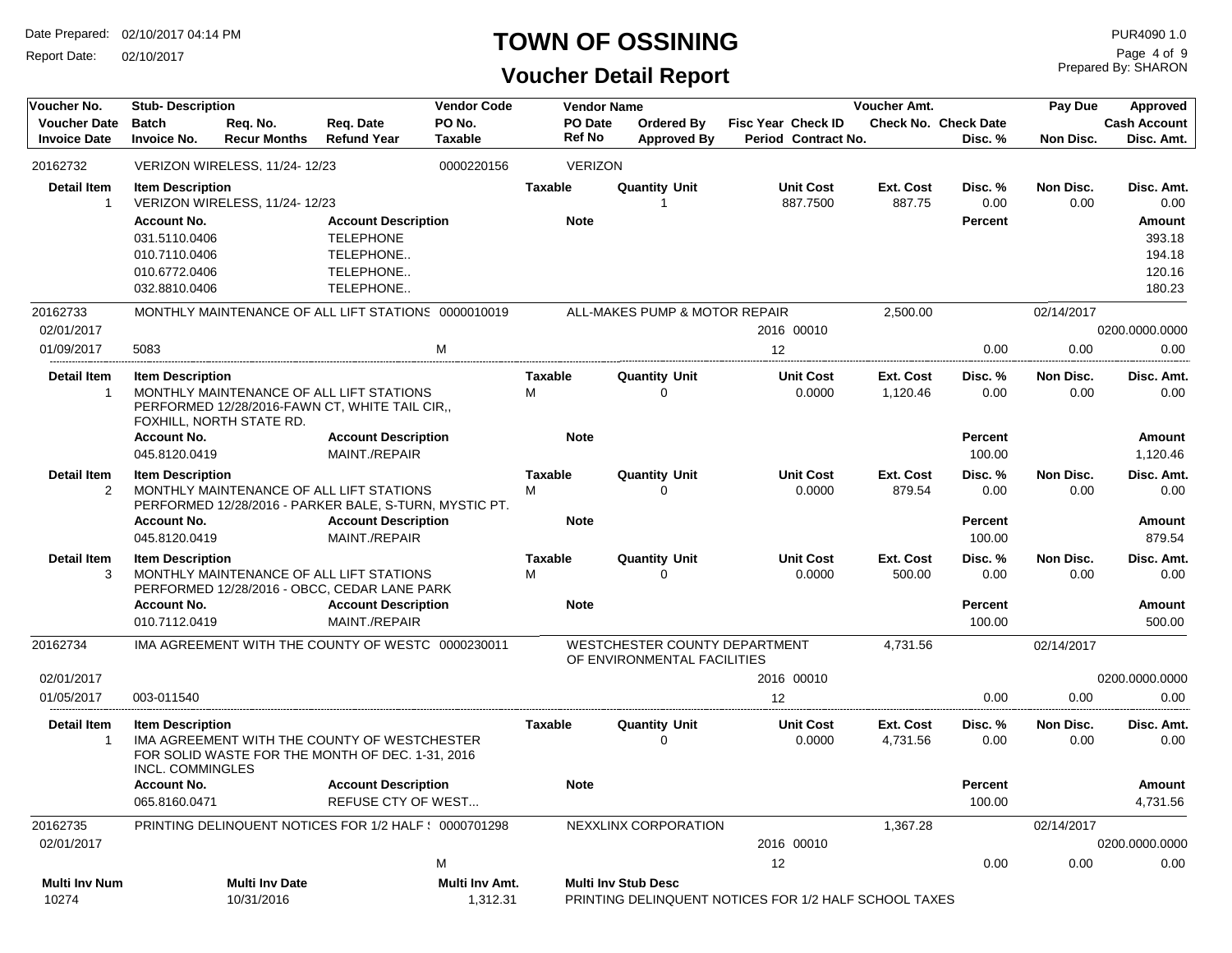# TOWN OF OSSINING

## Voucher Detail Report

Date Prepared: 02/10/2017 04:14 PM
Report Date: 02/10/2017

PUR4090 1.0
Prepared By: SHARON

| Voucher No. | Stub- Description | | | Vendor Code | Vendor Name | | | Voucher Amt. | | Pay Due | Approved |
|---|---|---|---|---|---|---|---|---|---|---|---|
| Voucher Date | Batch | Req. No. | Req. Date | PO No. | PO Date | Ordered By | Fisc Year Check ID | Check No. | Check Date | | Cash Account |
| Invoice Date | Invoice No. | Recur Months | Refund Year | Taxable | Ref No | Approved By | Period Contract No. | | Disc. % | Non Disc. | Disc. Amt. |

### 20162732 — VERIZON WIRELESS, 11/24- 12/23 — Vendor Code 0000220156 — VERIZON

| Detail Item | Item Description | Taxable | Quantity Unit | Unit Cost | Ext. Cost | Disc. % | Non Disc. | Disc. Amt. |
|---|---|---|---|---|---|---|---|---|
| 1 | VERIZON WIRELESS, 11/24- 12/23 | | 1 | 887.7500 | 887.75 | 0.00 | 0.00 | 0.00 |

| Account No. | Account Description | Note | Percent | Amount |
|---|---|---|---|---|
| 031.5110.0406 | TELEPHONE | | | 393.18 |
| 010.7110.0406 | TELEPHONE.. | | | 194.18 |
| 010.6772.0406 | TELEPHONE.. | | | 120.16 |
| 032.8810.0406 | TELEPHONE.. | | | 180.23 |

### 20162733 — MONTHLY MAINTENANCE OF ALL LIFT STATIONS — Vendor Code 0000010019 — ALL-MAKES PUMP & MOTOR REPAIR

| Voucher Date | Invoice Date | Invoice No. | Taxable | Fisc Year | Check ID | Period | Voucher Amt. | Pay Due | Cash Account | Disc. % | Non Disc. | Disc. Amt. |
|---|---|---|---|---|---|---|---|---|---|---|---|---|
| 02/01/2017 | 01/09/2017 | 5083 | M | 2016 | 00010 | 12 | 2,500.00 | 02/14/2017 | 0200.0000.0000 | 0.00 | 0.00 | 0.00 |

| Detail Item | Item Description | Taxable | Quantity Unit | Unit Cost | Ext. Cost | Disc. % | Non Disc. | Disc. Amt. |
|---|---|---|---|---|---|---|---|---|
| 1 | MONTHLY MAINTENANCE OF ALL LIFT STATIONS PERFORMED 12/28/2016-FAWN CT, WHITE TAIL CIR,, FOXHILL, NORTH STATE RD. | M | 0 | 0.0000 | 1,120.46 | 0.00 | 0.00 | 0.00 |

| Account No. | Account Description | Note | Percent | Amount |
|---|---|---|---|---|
| 045.8120.0419 | MAINT./REPAIR | | 100.00 | 1,120.46 |

| Detail Item | Item Description | Taxable | Quantity Unit | Unit Cost | Ext. Cost | Disc. % | Non Disc. | Disc. Amt. |
|---|---|---|---|---|---|---|---|---|
| 2 | MONTHLY MAINTENANCE OF ALL LIFT STATIONS PERFORMED 12/28/2016 - PARKER BALE, S-TURN, MYSTIC PT. | M | 0 | 0.0000 | 879.54 | 0.00 | 0.00 | 0.00 |

| Account No. | Account Description | Note | Percent | Amount |
|---|---|---|---|---|
| 045.8120.0419 | MAINT./REPAIR | | 100.00 | 879.54 |

| Detail Item | Item Description | Taxable | Quantity Unit | Unit Cost | Ext. Cost | Disc. % | Non Disc. | Disc. Amt. |
|---|---|---|---|---|---|---|---|---|
| 3 | MONTHLY MAINTENANCE OF ALL LIFT STATIONS PERFORMED 12/28/2016 - OBCC, CEDAR LANE PARK | M | 0 | 0.0000 | 500.00 | 0.00 | 0.00 | 0.00 |

| Account No. | Account Description | Note | Percent | Amount |
|---|---|---|---|---|
| 010.7112.0419 | MAINT./REPAIR | | 100.00 | 500.00 |

### 20162734 — IMA AGREEMENT WITH THE COUNTY OF WESTC — Vendor Code 0000230011 — WESTCHESTER COUNTY DEPARTMENT OF ENVIRONMENTAL FACILITIES

| Voucher Date | Invoice Date | Invoice No. | Taxable | Fisc Year | Check ID | Period | Voucher Amt. | Pay Due | Cash Account | Disc. % | Non Disc. | Disc. Amt. |
|---|---|---|---|---|---|---|---|---|---|---|---|---|
| 02/01/2017 | 01/05/2017 | 003-011540 | | 2016 | 00010 | 12 | 4,731.56 | 02/14/2017 | 0200.0000.0000 | 0.00 | 0.00 | 0.00 |

| Detail Item | Item Description | Taxable | Quantity Unit | Unit Cost | Ext. Cost | Disc. % | Non Disc. | Disc. Amt. |
|---|---|---|---|---|---|---|---|---|
| 1 | IMA AGREEMENT WITH THE COUNTY OF WESTCHESTER FOR SOLID WASTE FOR THE MONTH OF DEC. 1-31, 2016 INCL. COMMINGLES | | 0 | 0.0000 | 4,731.56 | 0.00 | 0.00 | 0.00 |

| Account No. | Account Description | Note | Percent | Amount |
|---|---|---|---|---|
| 065.8160.0471 | REFUSE CTY OF WEST... | | 100.00 | 4,731.56 |

### 20162735 — PRINTING DELINQUENT NOTICES FOR 1/2 HALF — Vendor Code 0000701298 — NEXXLINX CORPORATION

| Voucher Date | Invoice Date | Invoice No. | Taxable | Fisc Year | Check ID | Period | Voucher Amt. | Pay Due | Cash Account | Disc. % | Non Disc. | Disc. Amt. |
|---|---|---|---|---|---|---|---|---|---|---|---|---|
| 02/01/2017 | | | M | 2016 | 00010 | 12 | 1,367.28 | 02/14/2017 | 0200.0000.0000 | 0.00 | 0.00 | 0.00 |

| Multi Inv Num | Multi Inv Date | Multi Inv Amt. | Multi Inv Stub Desc |
|---|---|---|---|
| 10274 | 10/31/2016 | 1,312.31 | PRINTING DELINQUENT NOTICES FOR 1/2 HALF SCHOOL TAXES |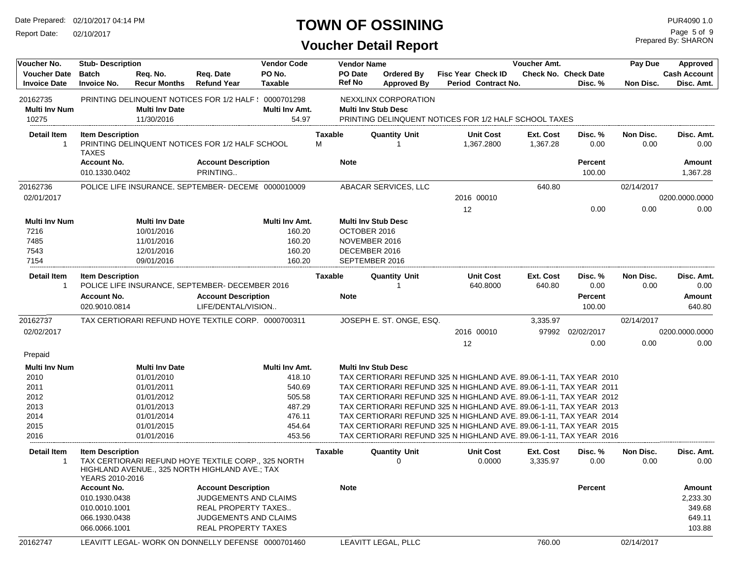# TOWN OF OSSINING

## Voucher Detail Report

Date Prepared: 02/10/2017 04:14 PM
Report Date: 02/10/2017

PUR4090 1.0
Prepared By: SHARON

| Voucher No. | Stub- Description | | | Vendor Code | Vendor Name | | | Voucher Amt. | | Pay Due | Approved |
|---|---|---|---|---|---|---|---|---|---|---|---|
| Voucher Date | Batch | Req. No. | Req. Date | PO No. | PO Date | Ordered By | Fisc Year Check ID | Check No. | Check Date | | Cash Account |
| Invoice Date | Invoice No. | Recur Months | Refund Year | Taxable | Ref No | Approved By | Period Contract No. | | Disc. % | Non Disc. | Disc. Amt. |

---

**20162735** — PRINTING DELINQUENT NOTICES FOR 1/2 HALF ! — 0000701298 — NEXXLINX CORPORATION

| Multi Inv Num | Multi Inv Date | Multi Inv Amt. | Multi Inv Stub Desc |
|---|---|---|---|
| 10275 | 11/30/2016 | 54.97 | PRINTING DELINQUENT NOTICES FOR 1/2 HALF SCHOOL TAXES |

| Detail Item | Item Description | Taxable | Quantity Unit | Unit Cost | Ext. Cost | Disc. % | Non Disc. | Disc. Amt. |
|---|---|---|---|---|---|---|---|---|
| 1 | PRINTING DELINQUENT NOTICES FOR 1/2 HALF SCHOOL TAXES | M | 1 | 1,367.2800 | 1,367.28 | 0.00 | 0.00 | 0.00 |

| Account No. | Account Description | Note | Percent | Amount |
|---|---|---|---|---|
| 010.1330.0402 | PRINTING.. | | 100.00 | 1,367.28 |

---

**20162736** — POLICE LIFE INSURANCE, SEPTEMBER- DECEME — 0000010009 — ABACAR SERVICES, LLC — Voucher Amt. 640.80 — Pay Due 02/14/2017

Voucher Date: 02/01/2017 — Fisc Year/Check ID: 2016 00010 — Period: 12 — Cash Account: 0200.0000.0000 — Disc. %: 0.00 — Non Disc.: 0.00 — Disc. Amt.: 0.00

| Multi Inv Num | Multi Inv Date | Multi Inv Amt. | Multi Inv Stub Desc |
|---|---|---|---|
| 7216 | 10/01/2016 | 160.20 | OCTOBER 2016 |
| 7485 | 11/01/2016 | 160.20 | NOVEMBER 2016 |
| 7543 | 12/01/2016 | 160.20 | DECEMBER 2016 |
| 7154 | 09/01/2016 | 160.20 | SEPTEMBER 2016 |

| Detail Item | Item Description | Taxable | Quantity Unit | Unit Cost | Ext. Cost | Disc. % | Non Disc. | Disc. Amt. |
|---|---|---|---|---|---|---|---|---|
| 1 | POLICE LIFE INSURANCE, SEPTEMBER- DECEMBER 2016 | | 1 | 640.8000 | 640.80 | 0.00 | 0.00 | 0.00 |

| Account No. | Account Description | Note | Percent | Amount |
|---|---|---|---|---|
| 020.9010.0814 | LIFE/DENTAL/VISION.. | | 100.00 | 640.80 |

---

**20162737** — TAX CERTIORARI REFUND HOYE TEXTILE CORP. — 0000700311 — JOSEPH E. ST. ONGE, ESQ. — Voucher Amt. 3,335.97 — Pay Due 02/14/2017

Voucher Date: 02/02/2017 — Fisc Year/Check ID: 2016 00010 — Check No.: 97992 — Check Date: 02/02/2017 — Period: 12 — Cash Account: 0200.0000.0000 — Disc. %: 0.00 — Non Disc.: 0.00 — Disc. Amt.: 0.00

Prepaid

| Multi Inv Num | Multi Inv Date | Multi Inv Amt. | Multi Inv Stub Desc |
|---|---|---|---|
| 2010 | 01/01/2010 | 418.10 | TAX CERTIORARI REFUND 325 N HIGHLAND AVE. 89.06-1-11, TAX YEAR 2010 |
| 2011 | 01/01/2011 | 540.69 | TAX CERTIORARI REFUND 325 N HIGHLAND AVE. 89.06-1-11, TAX YEAR 2011 |
| 2012 | 01/01/2012 | 505.58 | TAX CERTIORARI REFUND 325 N HIGHLAND AVE. 89.06-1-11, TAX YEAR 2012 |
| 2013 | 01/01/2013 | 487.29 | TAX CERTIORARI REFUND 325 N HIGHLAND AVE. 89.06-1-11, TAX YEAR 2013 |
| 2014 | 01/01/2014 | 476.11 | TAX CERTIORARI REFUND 325 N HIGHLAND AVE. 89.06-1-11, TAX YEAR 2014 |
| 2015 | 01/01/2015 | 454.64 | TAX CERTIORARI REFUND 325 N HIGHLAND AVE. 89.06-1-11, TAX YEAR 2015 |
| 2016 | 01/01/2016 | 453.56 | TAX CERTIORARI REFUND 325 N HIGHLAND AVE. 89.06-1-11, TAX YEAR 2016 |

| Detail Item | Item Description | Taxable | Quantity Unit | Unit Cost | Ext. Cost | Disc. % | Non Disc. | Disc. Amt. |
|---|---|---|---|---|---|---|---|---|
| 1 | TAX CERTIORARI REFUND HOYE TEXTILE CORP., 325 NORTH HIGHLAND AVENUE., 325 NORTH HIGHLAND AVE.; TAX YEARS 2010-2016 | | 0 | 0.0000 | 3,335.97 | 0.00 | 0.00 | 0.00 |

| Account No. | Account Description | Note | Percent | Amount |
|---|---|---|---|---|
| 010.1930.0438 | JUDGEMENTS AND CLAIMS | | | 2,233.30 |
| 010.0010.1001 | REAL PROPERTY TAXES.. | | | 349.68 |
| 066.1930.0438 | JUDGEMENTS AND CLAIMS | | | 649.11 |
| 066.0066.1001 | REAL PROPERTY TAXES | | | 103.88 |

---

**20162747** — LEAVITT LEGAL- WORK ON DONNELLY DEFENSE — 0000701460 — LEAVITT LEGAL, PLLC — Voucher Amt. 760.00 — Pay Due 02/14/2017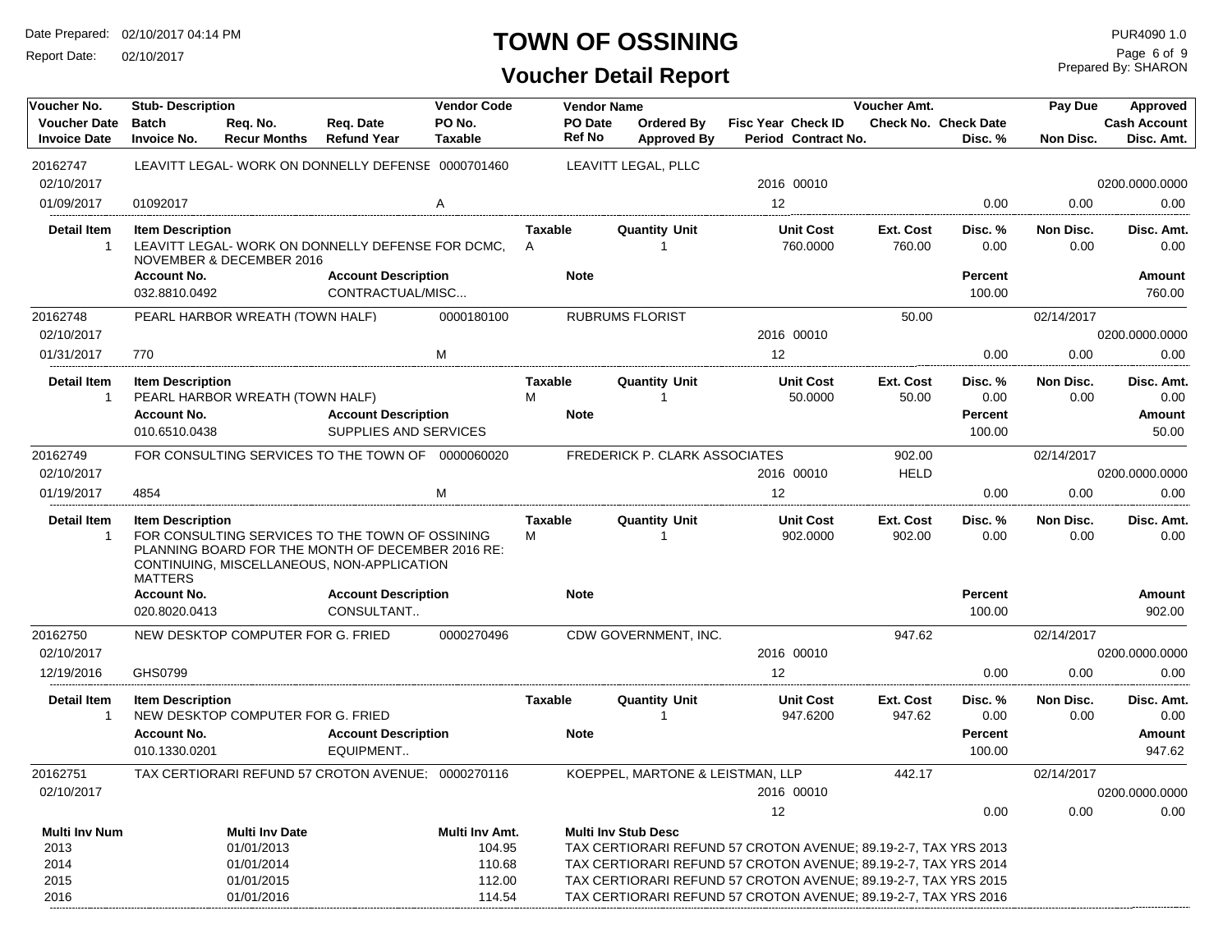# TOWN OF OSSINING

## Voucher Detail Report

Date Prepared: 02/10/2017 04:14 PM
Report Date: 02/10/2017
PUR4090 1.0
Prepared By: SHARON

| Voucher No. | Stub- Description | Req. No. | Req. Date | Vendor Code | Vendor Name | | Fisc Year Check ID | Voucher Amt. | | Pay Due | Approved |
|---|---|---|---|---|---|---|---|---|---|---|---|
| Voucher Date | Batch | Req. No. | Req. Date | PO No. | PO Date | Ordered By | Fisc Year Check ID | Check No. | Check Date | | Cash Account |
| Invoice Date | Invoice No. | Recur Months | Refund Year | Taxable | Ref No | Approved By | Period Contract No. | | Disc. % | Non Disc. | Disc. Amt. |
| 20162747 | LEAVITT LEGAL- WORK ON DONNELLY DEFENSE | | | 0000701460 | LEAVITT LEGAL, PLLC | | | | | | |
| 02/10/2017 | | | | | | | 2016 00010 | | | | 0200.0000.0000 |
| 01/09/2017 | 01092017 | | | A | | | 12 | | 0.00 | 0.00 | 0.00 |

| Detail Item | Item Description | Taxable | Quantity Unit | Unit Cost | Ext. Cost | Disc. % | Non Disc. | Disc. Amt. |
|---|---|---|---|---|---|---|---|---|
| 1 | LEAVITT LEGAL- WORK ON DONNELLY DEFENSE FOR DCMC, NOVEMBER & DECEMBER 2016 | A | 1 | 760.0000 | 760.00 | 0.00 | 0.00 | 0.00 |

| Account No. | Account Description | Note | Percent | Amount |
|---|---|---|---|---|
| 032.8810.0492 | CONTRACTUAL/MISC... | | 100.00 | 760.00 |

| Voucher No. | Stub- Description | Vendor Code | Vendor Name | Fisc Year Check ID | Voucher Amt. | Disc. % | Pay Due / Non Disc. | Approved |
|---|---|---|---|---|---|---|---|---|
| 20162748 | PEARL HARBOR WREATH (TOWN HALF) | 0000180100 | RUBRUMS FLORIST | | 50.00 | | 02/14/2017 | |
| 02/10/2017 | | | | 2016 00010 | | | | 0200.0000.0000 |
| 01/31/2017 | 770 | M | | 12 | | 0.00 | 0.00 | 0.00 |

| Detail Item | Item Description | Taxable | Quantity Unit | Unit Cost | Ext. Cost | Disc. % | Non Disc. | Disc. Amt. |
|---|---|---|---|---|---|---|---|---|
| 1 | PEARL HARBOR WREATH (TOWN HALF) | M | 1 | 50.0000 | 50.00 | 0.00 | 0.00 | 0.00 |

| Account No. | Account Description | Note | Percent | Amount |
|---|---|---|---|---|
| 010.6510.0438 | SUPPLIES AND SERVICES | | 100.00 | 50.00 |

| Voucher No. | Stub- Description | Vendor Code | Vendor Name | Fisc Year Check ID | Voucher Amt. | Disc. % | Pay Due / Non Disc. | Approved |
|---|---|---|---|---|---|---|---|---|
| 20162749 | FOR CONSULTING SERVICES TO THE TOWN OF | 0000060020 | FREDERICK P. CLARK ASSOCIATES | | 902.00 | | 02/14/2017 | |
| 02/10/2017 | | | | 2016 00010 | HELD | | | 0200.0000.0000 |
| 01/19/2017 | 4854 | M | | 12 | | 0.00 | 0.00 | 0.00 |

| Detail Item | Item Description | Taxable | Quantity Unit | Unit Cost | Ext. Cost | Disc. % | Non Disc. | Disc. Amt. |
|---|---|---|---|---|---|---|---|---|
| 1 | FOR CONSULTING SERVICES TO THE TOWN OF OSSINING PLANNING BOARD FOR THE MONTH OF DECEMBER 2016 RE: CONTINUING, MISCELLANEOUS, NON-APPLICATION MATTERS | M | 1 | 902.0000 | 902.00 | 0.00 | 0.00 | 0.00 |

| Account No. | Account Description | Note | Percent | Amount |
|---|---|---|---|---|
| 020.8020.0413 | CONSULTANT.. | | 100.00 | 902.00 |

| Voucher No. | Stub- Description | Vendor Code | Vendor Name | Fisc Year Check ID | Voucher Amt. | Disc. % | Pay Due / Non Disc. | Approved |
|---|---|---|---|---|---|---|---|---|
| 20162750 | NEW DESKTOP COMPUTER FOR G. FRIED | 0000270496 | CDW GOVERNMENT, INC. | | 947.62 | | 02/14/2017 | |
| 02/10/2017 | | | | 2016 00010 | | | | 0200.0000.0000 |
| 12/19/2016 | GHS0799 | | | 12 | | 0.00 | 0.00 | 0.00 |

| Detail Item | Item Description | Taxable | Quantity Unit | Unit Cost | Ext. Cost | Disc. % | Non Disc. | Disc. Amt. |
|---|---|---|---|---|---|---|---|---|
| 1 | NEW DESKTOP COMPUTER FOR G. FRIED | | 1 | 947.6200 | 947.62 | 0.00 | 0.00 | 0.00 |

| Account No. | Account Description | Note | Percent | Amount |
|---|---|---|---|---|
| 010.1330.0201 | EQUIPMENT.. | | 100.00 | 947.62 |

| Voucher No. | Stub- Description | Vendor Code | Vendor Name | Fisc Year Check ID | Voucher Amt. | Disc. % | Pay Due / Non Disc. | Approved |
|---|---|---|---|---|---|---|---|---|
| 20162751 | TAX CERTIORARI REFUND 57 CROTON AVENUE; | 0000270116 | KOEPPEL, MARTONE & LEISTMAN, LLP | | 442.17 | | 02/14/2017 | |
| 02/10/2017 | | | | 2016 00010 | | | | 0200.0000.0000 |
| | | | | 12 | | 0.00 | 0.00 | 0.00 |

| Multi Inv Num | Multi Inv Date | Multi Inv Amt. | Multi Inv Stub Desc |
|---|---|---|---|
| 2013 | 01/01/2013 | 104.95 | TAX CERTIORARI REFUND 57 CROTON AVENUE; 89.19-2-7, TAX YRS 2013 |
| 2014 | 01/01/2014 | 110.68 | TAX CERTIORARI REFUND 57 CROTON AVENUE; 89.19-2-7, TAX YRS 2014 |
| 2015 | 01/01/2015 | 112.00 | TAX CERTIORARI REFUND 57 CROTON AVENUE; 89.19-2-7, TAX YRS 2015 |
| 2016 | 01/01/2016 | 114.54 | TAX CERTIORARI REFUND 57 CROTON AVENUE; 89.19-2-7, TAX YRS 2016 |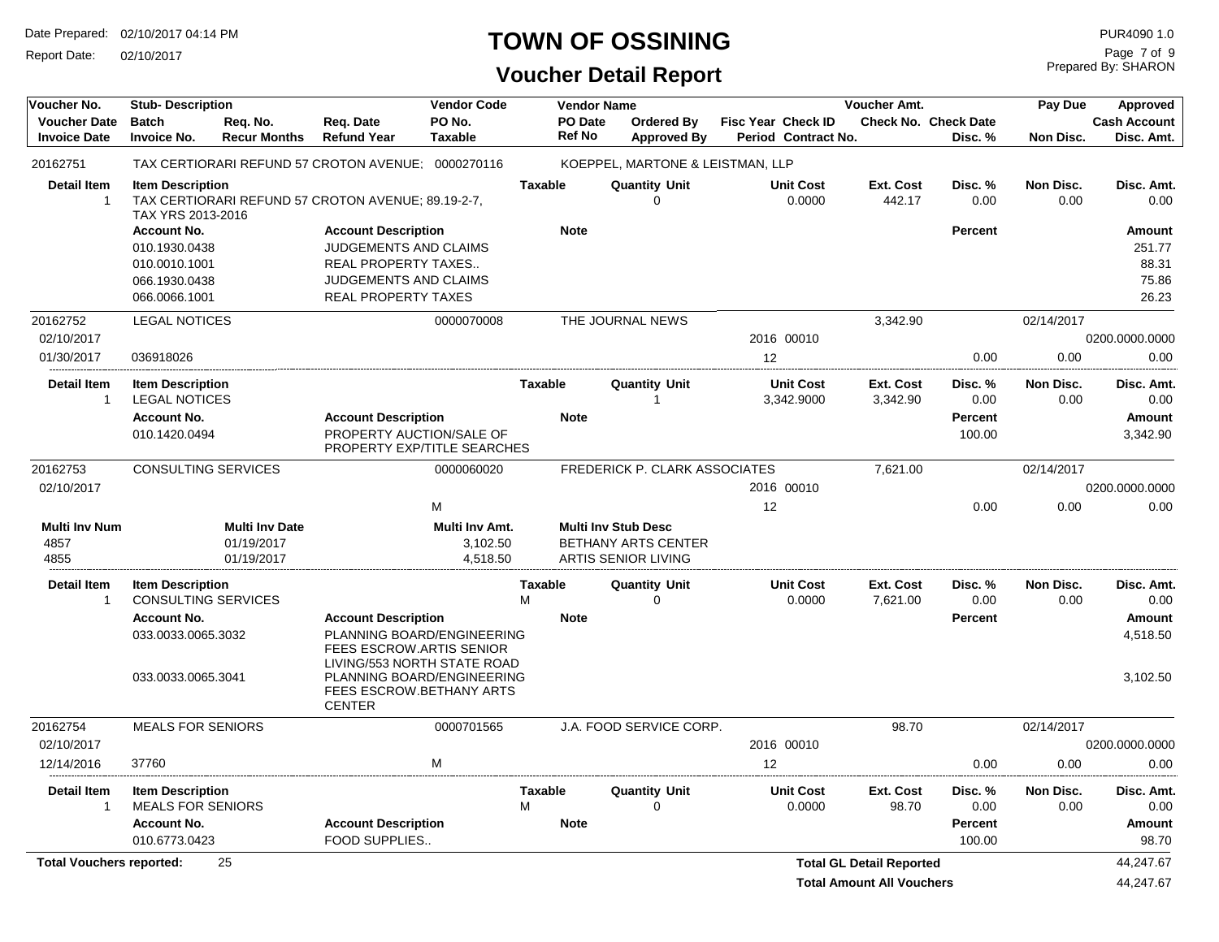# TOWN OF OSSINING

## Voucher Detail Report

Date Prepared: 02/10/2017 04:14 PM
Report Date: 02/10/2017
PUR4090 1.0
Prepared By: SHARON

| Voucher No. | Stub- Description | | | Vendor Code | Vendor Name | | | Voucher Amt. | | Pay Due | Approved |
|---|---|---|---|---|---|---|---|---|---|---|---|
| Voucher Date | Batch | Req. No. | Req. Date | PO No. | PO Date | Ordered By | Fisc Year Check ID | Check No. | Check Date | | Cash Account |
| Invoice Date | Invoice No. | Recur Months | Refund Year | Taxable | Ref No | Approved By | Period Contract No. | | Disc. % | Non Disc. | Disc. Amt. |

**20162751** — TAX CERTIORARI REFUND 57 CROTON AVENUE; — Vendor Code: 0000270116 — KOEPPEL, MARTONE & LEISTMAN, LLP

| Detail Item | Item Description | Taxable | Quantity Unit | Unit Cost | Ext. Cost | Disc. % | Non Disc. | Disc. Amt. |
|---|---|---|---|---|---|---|---|---|
| 1 | TAX CERTIORARI REFUND 57 CROTON AVENUE; 89.19-2-7, TAX YRS 2013-2016 | | 0 | 0.0000 | 442.17 | 0.00 | 0.00 | 0.00 |

| Account No. | Account Description | Note | Percent | Amount |
|---|---|---|---|---|
| 010.1930.0438 | JUDGEMENTS AND CLAIMS | | | 251.77 |
| 010.0010.1001 | REAL PROPERTY TAXES.. | | | 88.31 |
| 066.1930.0438 | JUDGEMENTS AND CLAIMS | | | 75.86 |
| 066.0066.1001 | REAL PROPERTY TAXES | | | 26.23 |

**20162752** — LEGAL NOTICES — Vendor Code: 0000070008 — THE JOURNAL NEWS — Voucher Amt.: 3,342.90 — Pay Due: 02/14/2017

Voucher Date: 02/10/2017 — Fisc Year: 2016 — Check ID: 00010 — Cash Account: 0200.0000.0000

Invoice Date: 01/30/2017 — Invoice No.: 036918026 — Period: 12 — Disc. %: 0.00 — Non Disc.: 0.00 — Disc. Amt.: 0.00

| Detail Item | Item Description | Taxable | Quantity Unit | Unit Cost | Ext. Cost | Disc. % | Non Disc. | Disc. Amt. |
|---|---|---|---|---|---|---|---|---|
| 1 | LEGAL NOTICES | | 1 | 3,342.9000 | 3,342.90 | 0.00 | 0.00 | 0.00 |

| Account No. | Account Description | Note | Percent | Amount |
|---|---|---|---|---|
| 010.1420.0494 | PROPERTY AUCTION/SALE OF PROPERTY EXP/TITLE SEARCHES | | 100.00 | 3,342.90 |

**20162753** — CONSULTING SERVICES — Vendor Code: 0000060020 — FREDERICK P. CLARK ASSOCIATES — Voucher Amt.: 7,621.00 — Pay Due: 02/14/2017

Voucher Date: 02/10/2017 — Fisc Year: 2016 — Check ID: 00010 — Cash Account: 0200.0000.0000

Taxable: M — Period: 12 — Disc. %: 0.00 — Non Disc.: 0.00 — Disc. Amt.: 0.00

| Multi Inv Num | Multi Inv Date | Multi Inv Amt. | Multi Inv Stub Desc |
|---|---|---|---|
| 4857 | 01/19/2017 | 3,102.50 | BETHANY ARTS CENTER |
| 4855 | 01/19/2017 | 4,518.50 | ARTIS SENIOR LIVING |

| Detail Item | Item Description | Taxable | Quantity Unit | Unit Cost | Ext. Cost | Disc. % | Non Disc. | Disc. Amt. |
|---|---|---|---|---|---|---|---|---|
| 1 | CONSULTING SERVICES | M | 0 | 0.0000 | 7,621.00 | 0.00 | 0.00 | 0.00 |

| Account No. | Account Description | Note | Percent | Amount |
|---|---|---|---|---|
| 033.0033.0065.3032 | PLANNING BOARD/ENGINEERING FEES ESCROW.ARTIS SENIOR LIVING/553 NORTH STATE ROAD | | | 4,518.50 |
| 033.0033.0065.3041 | PLANNING BOARD/ENGINEERING FEES ESCROW.BETHANY ARTS CENTER | | | 3,102.50 |

**20162754** — MEALS FOR SENIORS — Vendor Code: 0000701565 — J.A. FOOD SERVICE CORP. — Voucher Amt.: 98.70 — Pay Due: 02/14/2017

Voucher Date: 02/10/2017 — Fisc Year: 2016 — Check ID: 00010 — Cash Account: 0200.0000.0000

Invoice Date: 12/14/2016 — Invoice No.: 37760 — Taxable: M — Period: 12 — Disc. %: 0.00 — Non Disc.: 0.00 — Disc. Amt.: 0.00

| Detail Item | Item Description | Taxable | Quantity Unit | Unit Cost | Ext. Cost | Disc. % | Non Disc. | Disc. Amt. |
|---|---|---|---|---|---|---|---|---|
| 1 | MEALS FOR SENIORS | M | 0 | 0.0000 | 98.70 | 0.00 | 0.00 | 0.00 |

| Account No. | Account Description | Note | Percent | Amount |
|---|---|---|---|---|
| 010.6773.0423 | FOOD SUPPLIES.. | | 100.00 | 98.70 |

**Total Vouchers reported:** 25

**Total GL Detail Reported:** 44,247.67

**Total Amount All Vouchers:** 44,247.67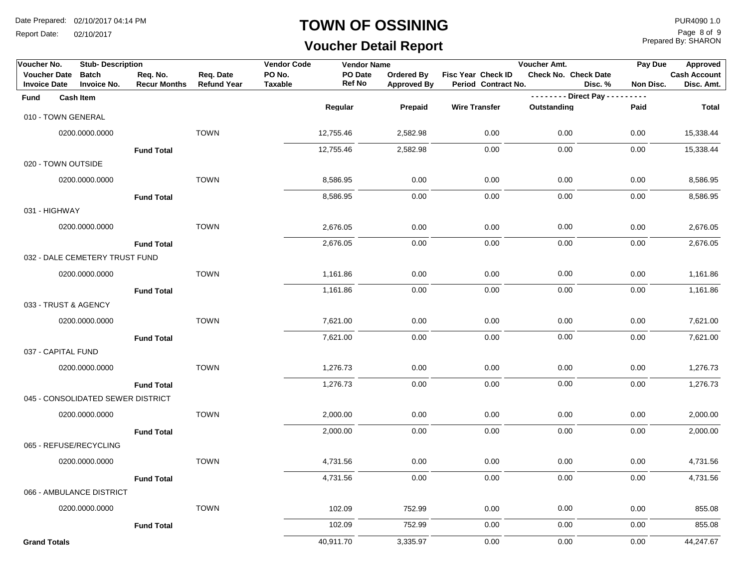# TOWN OF OSSINING

## Voucher Detail Report

Date Prepared: 02/10/2017 04:14 PM
Report Date: 02/10/2017

PUR4090 1.0
Prepared By: SHARON

| Voucher No. | Stub- Description | | | Vendor Code | Vendor Name | | | Voucher Amt. | | Pay Due | Approved |
|---|---|---|---|---|---|---|---|---|---|---|---|
| Voucher Date | Batch | Req. No. | Req. Date | PO No. | PO Date | Ordered By | Fisc Year Check ID | Check No. | Check Date | | Cash Account |
| Invoice Date | Invoice No. | Recur Months | Refund Year | Taxable | Ref No | Approved By | Period Contract No. | | Disc. % | Non Disc. | Disc. Amt. |

| Fund | Cash Item | | Regular | Prepaid | Wire Transfer | Direct Pay - Outstanding | Direct Pay - Paid | Total |
|---|---|---|---|---|---|---|---|---|
| 010 - TOWN GENERAL | | | | | | | | |
| | 0200.0000.0000 | TOWN | 12,755.46 | 2,582.98 | 0.00 | 0.00 | 0.00 | 15,338.44 |
| | Fund Total | | 12,755.46 | 2,582.98 | 0.00 | 0.00 | 0.00 | 15,338.44 |
| 020 - TOWN OUTSIDE | | | | | | | | |
| | 0200.0000.0000 | TOWN | 8,586.95 | 0.00 | 0.00 | 0.00 | 0.00 | 8,586.95 |
| | Fund Total | | 8,586.95 | 0.00 | 0.00 | 0.00 | 0.00 | 8,586.95 |
| 031 - HIGHWAY | | | | | | | | |
| | 0200.0000.0000 | TOWN | 2,676.05 | 0.00 | 0.00 | 0.00 | 0.00 | 2,676.05 |
| | Fund Total | | 2,676.05 | 0.00 | 0.00 | 0.00 | 0.00 | 2,676.05 |
| 032 - DALE CEMETERY TRUST FUND | | | | | | | | |
| | 0200.0000.0000 | TOWN | 1,161.86 | 0.00 | 0.00 | 0.00 | 0.00 | 1,161.86 |
| | Fund Total | | 1,161.86 | 0.00 | 0.00 | 0.00 | 0.00 | 1,161.86 |
| 033 - TRUST & AGENCY | | | | | | | | |
| | 0200.0000.0000 | TOWN | 7,621.00 | 0.00 | 0.00 | 0.00 | 0.00 | 7,621.00 |
| | Fund Total | | 7,621.00 | 0.00 | 0.00 | 0.00 | 0.00 | 7,621.00 |
| 037 - CAPITAL FUND | | | | | | | | |
| | 0200.0000.0000 | TOWN | 1,276.73 | 0.00 | 0.00 | 0.00 | 0.00 | 1,276.73 |
| | Fund Total | | 1,276.73 | 0.00 | 0.00 | 0.00 | 0.00 | 1,276.73 |
| 045 - CONSOLIDATED SEWER DISTRICT | | | | | | | | |
| | 0200.0000.0000 | TOWN | 2,000.00 | 0.00 | 0.00 | 0.00 | 0.00 | 2,000.00 |
| | Fund Total | | 2,000.00 | 0.00 | 0.00 | 0.00 | 0.00 | 2,000.00 |
| 065 - REFUSE/RECYCLING | | | | | | | | |
| | 0200.0000.0000 | TOWN | 4,731.56 | 0.00 | 0.00 | 0.00 | 0.00 | 4,731.56 |
| | Fund Total | | 4,731.56 | 0.00 | 0.00 | 0.00 | 0.00 | 4,731.56 |
| 066 - AMBULANCE DISTRICT | | | | | | | | |
| | 0200.0000.0000 | TOWN | 102.09 | 752.99 | 0.00 | 0.00 | 0.00 | 855.08 |
| | Fund Total | | 102.09 | 752.99 | 0.00 | 0.00 | 0.00 | 855.08 |
| **Grand Totals** | | | 40,911.70 | 3,335.97 | 0.00 | 0.00 | 0.00 | 44,247.67 |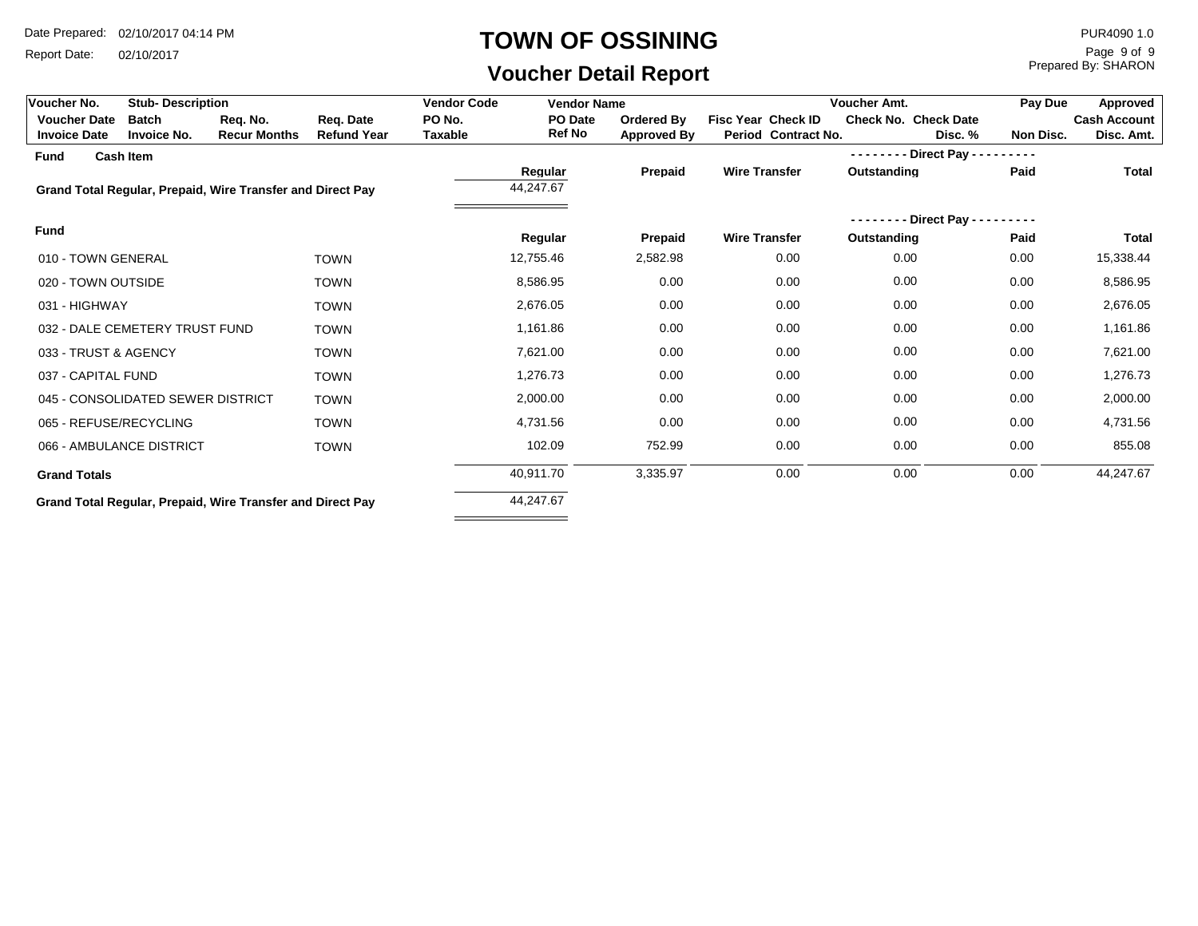# TOWN OF OSSINING

## Voucher Detail Report

Date Prepared: 02/10/2017 04:14 PM
Report Date: 02/10/2017

PUR4090 1.0
Prepared By: SHARON

| Voucher No. | Stub- Description | | | Vendor Code | Vendor Name | | | | Voucher Amt. | | Pay Due | Approved |
|---|---|---|---|---|---|---|---|---|---|---|---|---|
| Voucher Date | Batch | Req. No. | Req. Date | PO No. | PO Date | Ordered By | Fisc Year | Check ID | Check No. | Check Date | | Cash Account |
| Invoice Date | Invoice No. | Recur Months | Refund Year | Taxable | Ref No | Approved By | Period | Contract No. | | Disc. % | Non Disc. | Disc. Amt. |

| Fund | Cash Item | Regular | Prepaid | Wire Transfer | Direct Pay Outstanding | Direct Pay Paid | Total |
|---|---|---|---|---|---|---|---|
| Grand Total Regular, Prepaid, Wire Transfer and Direct Pay | | 44,247.67 | | | | | |

| Fund | | Regular | Prepaid | Wire Transfer | Direct Pay Outstanding | Direct Pay Paid | Total |
|---|---|---|---|---|---|---|---|
| 010 - TOWN GENERAL | TOWN | 12,755.46 | 2,582.98 | 0.00 | 0.00 | 0.00 | 15,338.44 |
| 020 - TOWN OUTSIDE | TOWN | 8,586.95 | 0.00 | 0.00 | 0.00 | 0.00 | 8,586.95 |
| 031 - HIGHWAY | TOWN | 2,676.05 | 0.00 | 0.00 | 0.00 | 0.00 | 2,676.05 |
| 032 - DALE CEMETERY TRUST FUND | TOWN | 1,161.86 | 0.00 | 0.00 | 0.00 | 0.00 | 1,161.86 |
| 033 - TRUST & AGENCY | TOWN | 7,621.00 | 0.00 | 0.00 | 0.00 | 0.00 | 7,621.00 |
| 037 - CAPITAL FUND | TOWN | 1,276.73 | 0.00 | 0.00 | 0.00 | 0.00 | 1,276.73 |
| 045 - CONSOLIDATED SEWER DISTRICT | TOWN | 2,000.00 | 0.00 | 0.00 | 0.00 | 0.00 | 2,000.00 |
| 065 - REFUSE/RECYCLING | TOWN | 4,731.56 | 0.00 | 0.00 | 0.00 | 0.00 | 4,731.56 |
| 066 - AMBULANCE DISTRICT | TOWN | 102.09 | 752.99 | 0.00 | 0.00 | 0.00 | 855.08 |
| **Grand Totals** | | 40,911.70 | 3,335.97 | 0.00 | 0.00 | 0.00 | 44,247.67 |
| **Grand Total Regular, Prepaid, Wire Transfer and Direct Pay** | | 44,247.67 | | | | | |